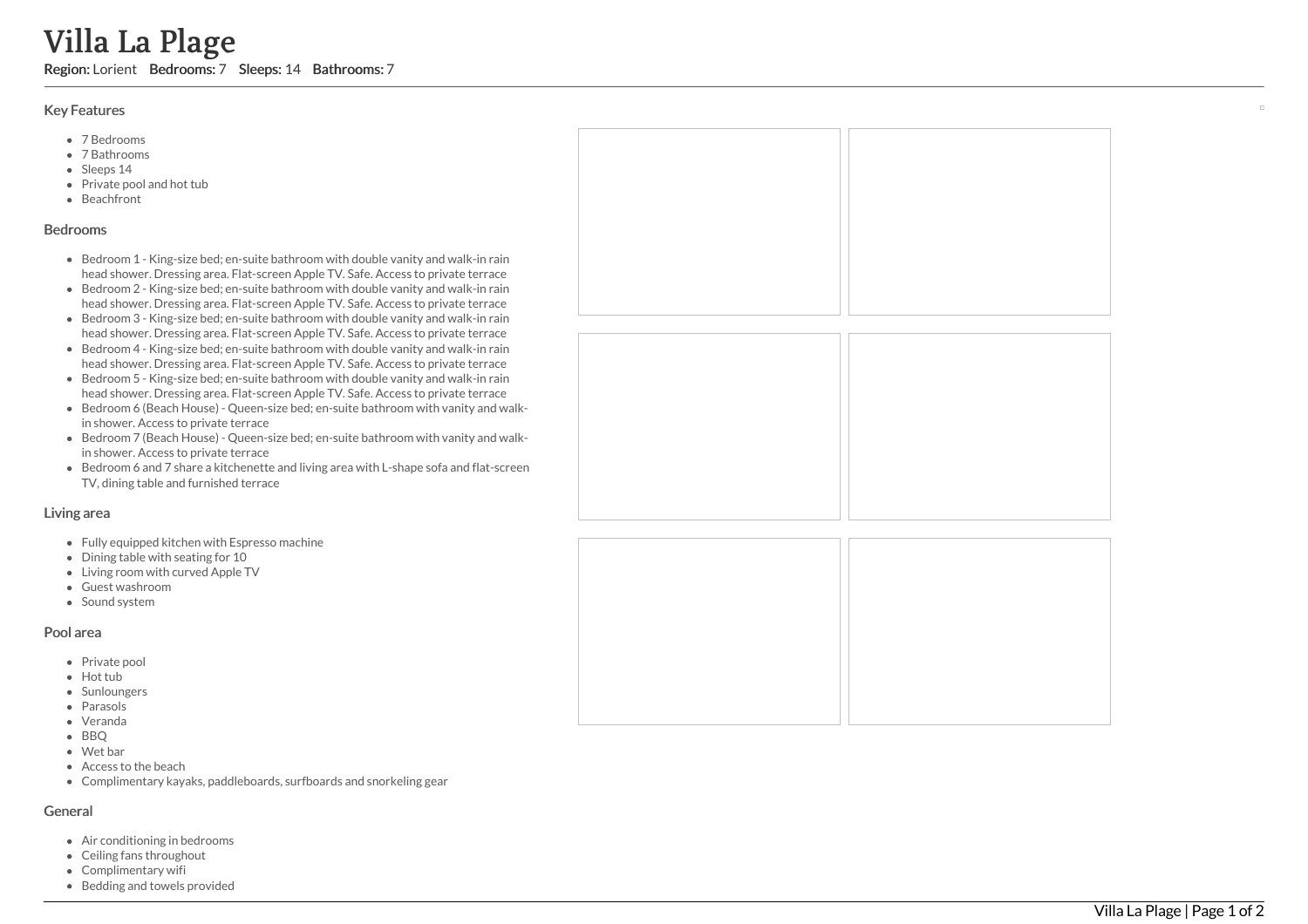# Villa La Plage

**Region:** Lorient **Bedrooms:** 7 **Sleeps:** 14 **Bathrooms:** 7

## Key Features

- 7 Bedrooms
- 7 Bathrooms
- Sleeps 14
- Private pool and hot tub
- Beachfront

## Bedrooms

- Bedroom 1 - King-size bed; en-suite bathroom with double vanity and walk-in rain head shower. Dressing area. Flat-screen Apple TV. Safe. Access to private terrace
- Bedroom 2 - King-size bed; en-suite bathroom with double vanity and walk-in rain head shower. Dressing area. Flat-screen Apple TV. Safe. Access to private terrace
- Bedroom 3 - King-size bed; en-suite bathroom with double vanity and walk-in rain head shower. Dressing area. Flat-screen Apple TV. Safe. Access to private terrace
- Bedroom 4 - King-size bed; en-suite bathroom with double vanity and walk-in rain head shower. Dressing area. Flat-screen Apple TV. Safe. Access to private terrace
- Bedroom 5 - King-size bed; en-suite bathroom with double vanity and walk-in rain head shower. Dressing area. Flat-screen Apple TV. Safe. Access to private terrace
- Bedroom 6 (Beach House) - Queen-size bed; en-suite bathroom with vanity and walk-in shower. Access to private terrace
- Bedroom 7 (Beach House) - Queen-size bed; en-suite bathroom with vanity and walk-in shower. Access to private terrace
- Bedroom 6 and 7 share a kitchenette and living area with L-shape sofa and flat-screen TV, dining table and furnished terrace

## Living area

- Fully equipped kitchen with Espresso machine
- Dining table with seating for 10
- Living room with curved Apple TV
- Guest washroom
- Sound system

## Pool area

- Private pool
- Hot tub
- Sunloungers
- Parasols
- Veranda
- BBQ
- Wet bar
- Access to the beach
- Complimentary kayaks, paddleboards, surfboards and snorkeling gear

## General

- Air conditioning in bedrooms
- Ceiling fans throughout
- Complimentary wifi
- Bedding and towels provided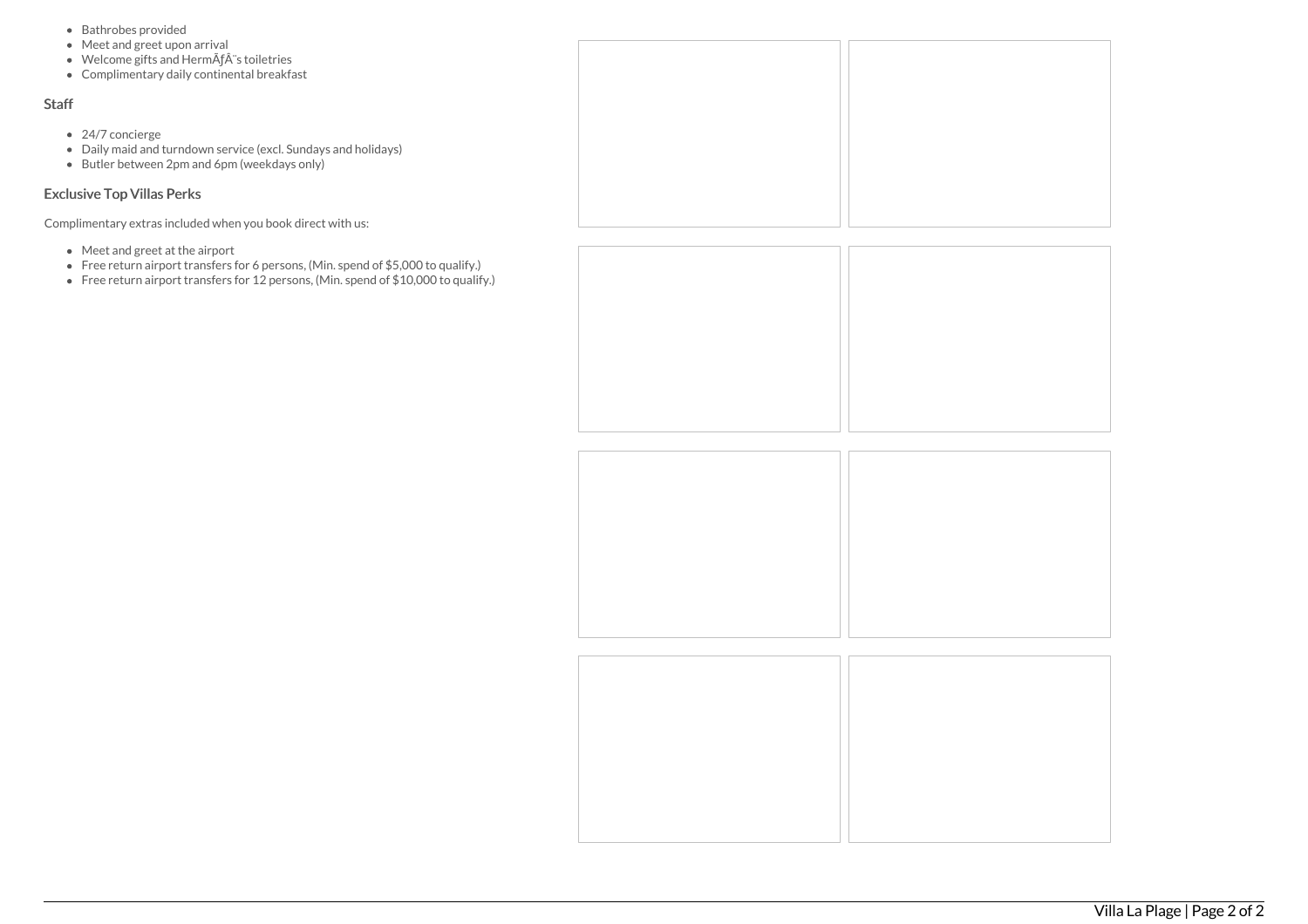- Bathrobes provided
- Meet and greet upon arrival
- Welcome gifts and HermÃƒÂ¨s toiletries
- Complimentary daily continental breakfast

### Staff

- 24/7 concierge
- Daily maid and turndown service (excl. Sundays and holidays)
- Butler between 2pm and 6pm (weekdays only)

### Exclusive Top Villas Perks

Complimentary extras included when you book direct with us:

- Meet and greet at the airport
- Free return airport transfers for 6 persons, (Min. spend of $5,000 to qualify.)
- Free return airport transfers for 12 persons, (Min. spend of $10,000 to qualify.)